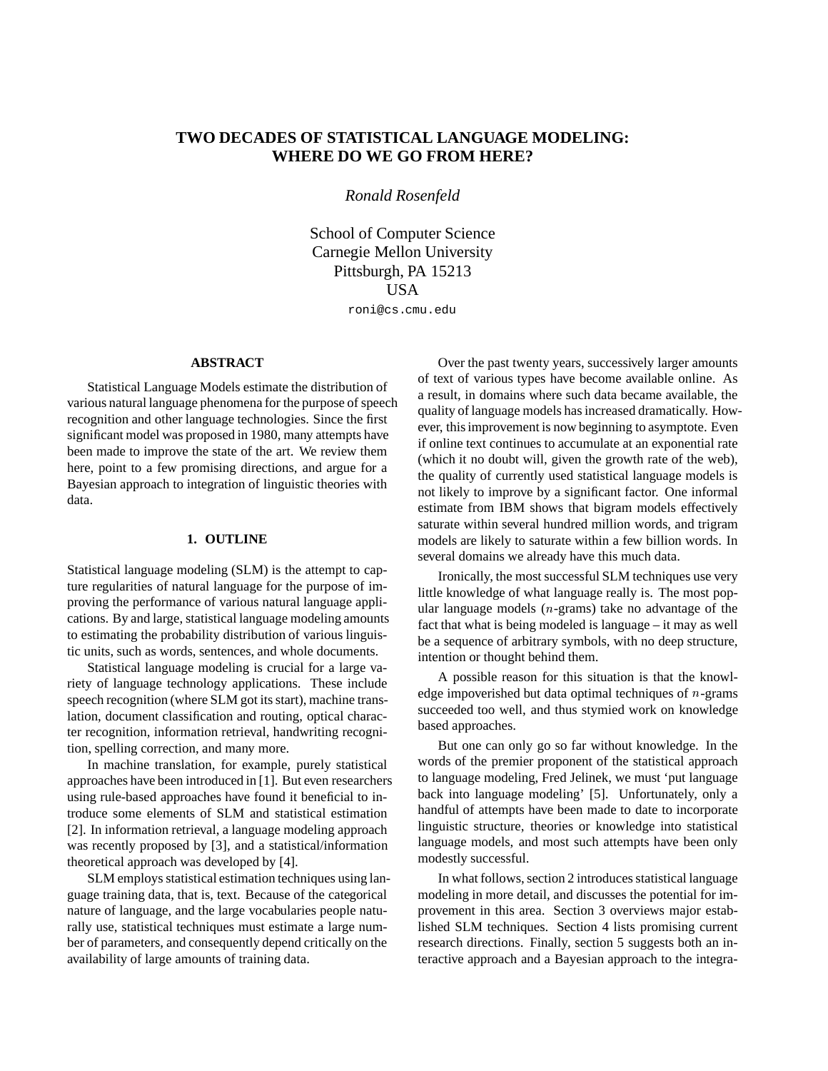# TWO DECADES OF STATISTICAL LANGUAGE MODELING: WHERE DO WE GO FROM HERE?

*Ronald Rosenfeld*

School of Computer Science
Carnegie Mellon University
Pittsburgh, PA 15213
USA
roni@cs.cmu.edu

## ABSTRACT

Statistical Language Models estimate the distribution of various natural language phenomena for the purpose of speech recognition and other language technologies. Since the first significant model was proposed in 1980, many attempts have been made to improve the state of the art. We review them here, point to a few promising directions, and argue for a Bayesian approach to integration of linguistic theories with data.

## 1. OUTLINE

Statistical language modeling (SLM) is the attempt to capture regularities of natural language for the purpose of improving the performance of various natural language applications. By and large, statistical language modeling amounts to estimating the probability distribution of various linguistic units, such as words, sentences, and whole documents.

Statistical language modeling is crucial for a large variety of language technology applications. These include speech recognition (where SLM got its start), machine translation, document classification and routing, optical character recognition, information retrieval, handwriting recognition, spelling correction, and many more.

In machine translation, for example, purely statistical approaches have been introduced in [1]. But even researchers using rule-based approaches have found it beneficial to introduce some elements of SLM and statistical estimation [2]. In information retrieval, a language modeling approach was recently proposed by [3], and a statistical/information theoretical approach was developed by [4].

SLM employs statistical estimation techniques using language training data, that is, text. Because of the categorical nature of language, and the large vocabularies people naturally use, statistical techniques must estimate a large number of parameters, and consequently depend critically on the availability of large amounts of training data.

Over the past twenty years, successively larger amounts of text of various types have become available online. As a result, in domains where such data became available, the quality of language models has increased dramatically. However, this improvement is now beginning to asymptote. Even if online text continues to accumulate at an exponential rate (which it no doubt will, given the growth rate of the web), the quality of currently used statistical language models is not likely to improve by a significant factor. One informal estimate from IBM shows that bigram models effectively saturate within several hundred million words, and trigram models are likely to saturate within a few billion words. In several domains we already have this much data.

Ironically, the most successful SLM techniques use very little knowledge of what language really is. The most popular language models ($n$-grams) take no advantage of the fact that what is being modeled is language – it may as well be a sequence of arbitrary symbols, with no deep structure, intention or thought behind them.

A possible reason for this situation is that the knowledge impoverished but data optimal techniques of $n$-grams succeeded too well, and thus stymied work on knowledge based approaches.

But one can only go so far without knowledge. In the words of the premier proponent of the statistical approach to language modeling, Fred Jelinek, we must 'put language back into language modeling' [5]. Unfortunately, only a handful of attempts have been made to date to incorporate linguistic structure, theories or knowledge into statistical language models, and most such attempts have been only modestly successful.

In what follows, section 2 introduces statistical language modeling in more detail, and discusses the potential for improvement in this area. Section 3 overviews major established SLM techniques. Section 4 lists promising current research directions. Finally, section 5 suggests both an interactive approach and a Bayesian approach to the integra-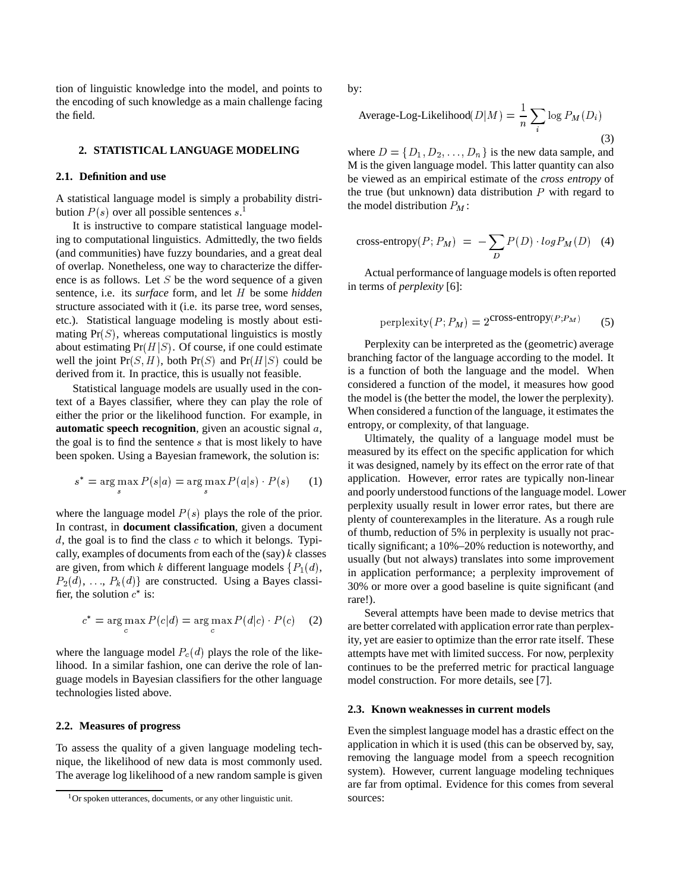tion of linguistic knowledge into the model, and points to the encoding of such knowledge as a main challenge facing the field.

## 2. STATISTICAL LANGUAGE MODELING

### 2.1. Definition and use

A statistical language model is simply a probability distribution $P(s)$ over all possible sentences $s$.[1]

It is instructive to compare statistical language modeling to computational linguistics. Admittedly, the two fields (and communities) have fuzzy boundaries, and a great deal of overlap. Nonetheless, one way to characterize the difference is as follows. Let $S$ be the word sequence of a given sentence, i.e. its *surface* form, and let $H$ be some *hidden* structure associated with it (i.e. its parse tree, word senses, etc.). Statistical language modeling is mostly about estimating $\Pr(S)$, whereas computational linguistics is mostly about estimating $\Pr(H|S)$. Of course, if one could estimate well the joint $\Pr(S, H)$, both $\Pr(S)$ and $\Pr(H|S)$ could be derived from it. In practice, this is usually not feasible.

Statistical language models are usually used in the context of a Bayes classifier, where they can play the role of either the prior or the likelihood function. For example, in **automatic speech recognition**, given an acoustic signal $a$, the goal is to find the sentence $s$ that is most likely to have been spoken. Using a Bayesian framework, the solution is:

$$s^* = \arg\max_s P(s|a) = \arg\max_s P(a|s) \cdot P(s) \quad (1)$$

where the language model $P(s)$ plays the role of the prior. In contrast, in **document classification**, given a document $d$, the goal is to find the class $c$ to which it belongs. Typically, examples of documents from each of the (say) $k$ classes are given, from which $k$ different language models $\{P_1(d), P_2(d), \ldots, P_k(d)\}$ are constructed. Using a Bayes classifier, the solution $c^*$ is:

$$c^* = \arg\max_c P(c|d) = \arg\max_c P(d|c) \cdot P(c) \quad (2)$$

where the language model $P_c(d)$ plays the role of the likelihood. In a similar fashion, one can derive the role of language models in Bayesian classifiers for the other language technologies listed above.

### 2.2. Measures of progress

To assess the quality of a given language modeling technique, the likelihood of new data is most commonly used. The average log likelihood of a new random sample is given by:

$$\text{Average-Log-Likelihood}(D|M) = \frac{1}{n}\sum_i \log P_M(D_i) \quad (3)$$

where $D = \{D_1, D_2, \ldots, D_n\}$ is the new data sample, and M is the given language model. This latter quantity can also be viewed as an empirical estimate of the *cross entropy* of the true (but unknown) data distribution $P$ with regard to the model distribution $P_M$:

$$\text{cross-entropy}(P; P_M) = -\sum_D P(D) \cdot log P_M(D) \quad (4)$$

Actual performance of language models is often reported in terms of *perplexity* [6]:

$$\text{perplexity}(P; P_M) = 2^{\text{cross-entropy}(P;P_M)} \quad (5)$$

Perplexity can be interpreted as the (geometric) average branching factor of the language according to the model. It is a function of both the language and the model. When considered a function of the model, it measures how good the model is (the better the model, the lower the perplexity). When considered a function of the language, it estimates the entropy, or complexity, of that language.

Ultimately, the quality of a language model must be measured by its effect on the specific application for which it was designed, namely by its effect on the error rate of that application. However, error rates are typically non-linear and poorly understood functions of the language model. Lower perplexity usually result in lower error rates, but there are plenty of counterexamples in the literature. As a rough rule of thumb, reduction of 5% in perplexity is usually not practically significant; a 10%–20% reduction is noteworthy, and usually (but not always) translates into some improvement in application performance; a perplexity improvement of 30% or more over a good baseline is quite significant (and rare!).

Several attempts have been made to devise metrics that are better correlated with application error rate than perplexity, yet are easier to optimize than the error rate itself. These attempts have met with limited success. For now, perplexity continues to be the preferred metric for practical language model construction. For more details, see [7].

### 2.3. Known weaknesses in current models

Even the simplest language model has a drastic effect on the application in which it is used (this can be observed by, say, removing the language model from a speech recognition system). However, current language modeling techniques are far from optimal. Evidence for this comes from several sources:

[1] Or spoken utterances, documents, or any other linguistic unit.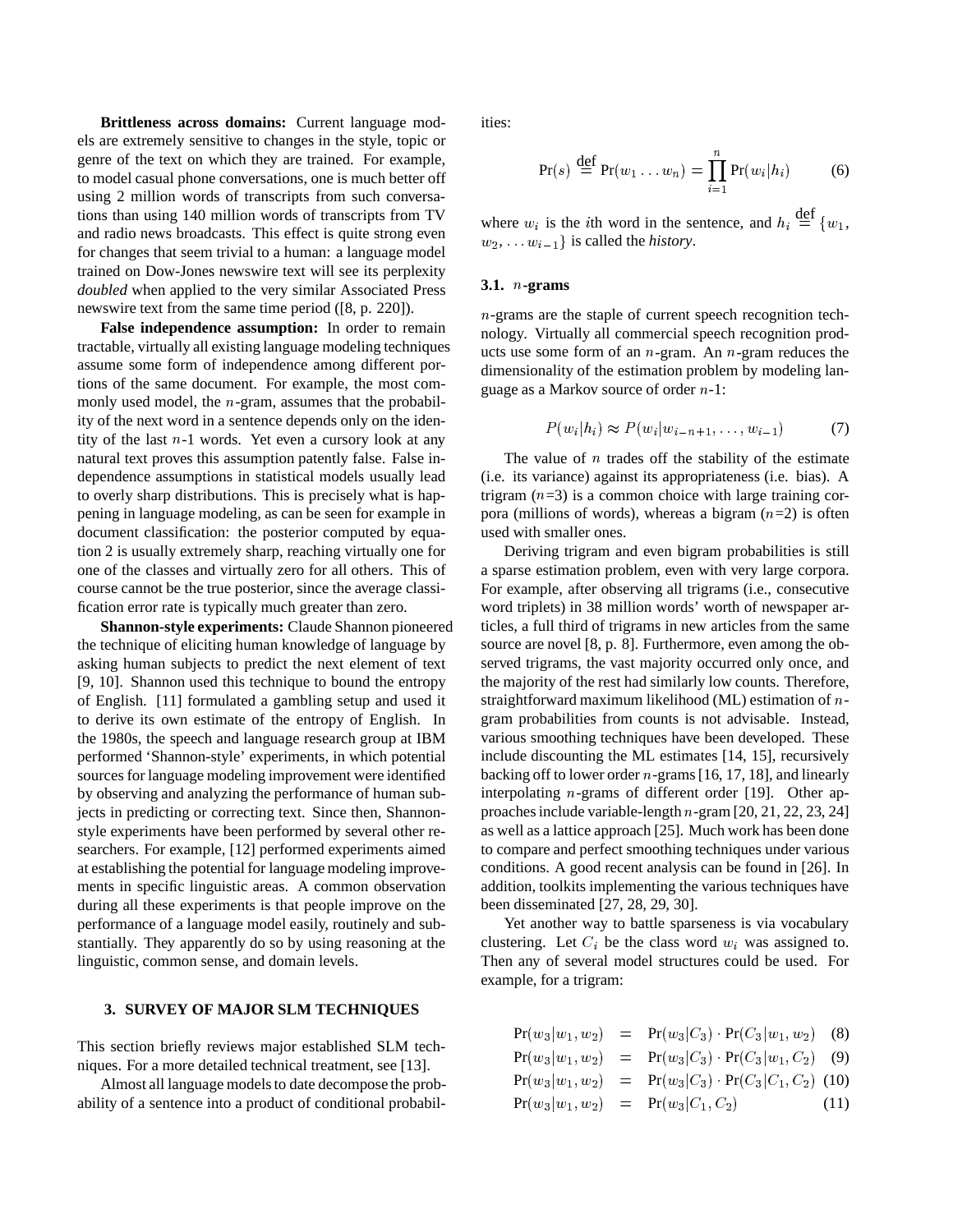**Brittleness across domains:** Current language models are extremely sensitive to changes in the style, topic or genre of the text on which they are trained. For example, to model casual phone conversations, one is much better off using 2 million words of transcripts from such conversations than using 140 million words of transcripts from TV and radio news broadcasts. This effect is quite strong even for changes that seem trivial to a human: a language model trained on Dow-Jones newswire text will see its perplexity *doubled* when applied to the very similar Associated Press newswire text from the same time period ([8, p. 220]).

**False independence assumption:** In order to remain tractable, virtually all existing language modeling techniques assume some form of independence among different portions of the same document. For example, the most commonly used model, the $n$-gram, assumes that the probability of the next word in a sentence depends only on the identity of the last $n$-1 words. Yet even a cursory look at any natural text proves this assumption patently false. False independence assumptions in statistical models usually lead to overly sharp distributions. This is precisely what is happening in language modeling, as can be seen for example in document classification: the posterior computed by equation 2 is usually extremely sharp, reaching virtually one for one of the classes and virtually zero for all others. This of course cannot be the true posterior, since the average classification error rate is typically much greater than zero.

**Shannon-style experiments:** Claude Shannon pioneered the technique of eliciting human knowledge of language by asking human subjects to predict the next element of text [9, 10]. Shannon used this technique to bound the entropy of English. [11] formulated a gambling setup and used it to derive its own estimate of the entropy of English. In the 1980s, the speech and language research group at IBM performed 'Shannon-style' experiments, in which potential sources for language modeling improvement were identified by observing and analyzing the performance of human subjects in predicting or correcting text. Since then, Shannon-style experiments have been performed by several other researchers. For example, [12] performed experiments aimed at establishing the potential for language modeling improvements in specific linguistic areas. A common observation during all these experiments is that people improve on the performance of a language model easily, routinely and substantially. They apparently do so by using reasoning at the linguistic, common sense, and domain levels.

## 3. SURVEY OF MAJOR SLM TECHNIQUES

This section briefly reviews major established SLM techniques. For a more detailed technical treatment, see [13].

Almost all language models to date decompose the probability of a sentence into a product of conditional probabilities:

$$\Pr(s) \stackrel{\text{def}}{=} \Pr(w_1 \ldots w_n) = \prod_{i=1}^{n} \Pr(w_i|h_i) \qquad (6)$$

where $w_i$ is the $i$th word in the sentence, and $h_i \stackrel{\text{def}}{=} \{w_1, w_2, \ldots w_{i-1}\}$ is called the *history*.

### 3.1. $n$-grams

$n$-grams are the staple of current speech recognition technology. Virtually all commercial speech recognition products use some form of an $n$-gram. An $n$-gram reduces the dimensionality of the estimation problem by modeling language as a Markov source of order $n$-1:

$$P(w_i|h_i) \approx P(w_i|w_{i-n+1}, \ldots, w_{i-1}) \qquad (7)$$

The value of $n$ trades off the stability of the estimate (i.e. its variance) against its appropriateness (i.e. bias). A trigram ($n$=3) is a common choice with large training corpora (millions of words), whereas a bigram ($n$=2) is often used with smaller ones.

Deriving trigram and even bigram probabilities is still a sparse estimation problem, even with very large corpora. For example, after observing all trigrams (i.e., consecutive word triplets) in 38 million words' worth of newspaper articles, a full third of trigrams in new articles from the same source are novel [8, p. 8]. Furthermore, even among the observed trigrams, the vast majority occurred only once, and the majority of the rest had similarly low counts. Therefore, straightforward maximum likelihood (ML) estimation of $n$-gram probabilities from counts is not advisable. Instead, various smoothing techniques have been developed. These include discounting the ML estimates [14, 15], recursively backing off to lower order $n$-grams [16, 17, 18], and linearly interpolating $n$-grams of different order [19]. Other approaches include variable-length $n$-gram [20, 21, 22, 23, 24] as well as a lattice approach [25]. Much work has been done to compare and perfect smoothing techniques under various conditions. A good recent analysis can be found in [26]. In addition, toolkits implementing the various techniques have been disseminated [27, 28, 29, 30].

Yet another way to battle sparseness is via vocabulary clustering. Let $C_i$ be the class word $w_i$ was assigned to. Then any of several model structures could be used. For example, for a trigram:

$$\Pr(w_3|w_1, w_2) = \Pr(w_3|C_3) \cdot \Pr(C_3|w_1, w_2) \qquad (8)$$

$$\Pr(w_3|w_1, w_2) = \Pr(w_3|C_3) \cdot \Pr(C_3|w_1, C_2) \qquad (9)$$

$$\Pr(w_3|w_1, w_2) = \Pr(w_3|C_3) \cdot \Pr(C_3|C_1, C_2) \qquad (10)$$

$$\Pr(w_3|w_1, w_2) = \Pr(w_3|C_1, C_2) \qquad (11)$$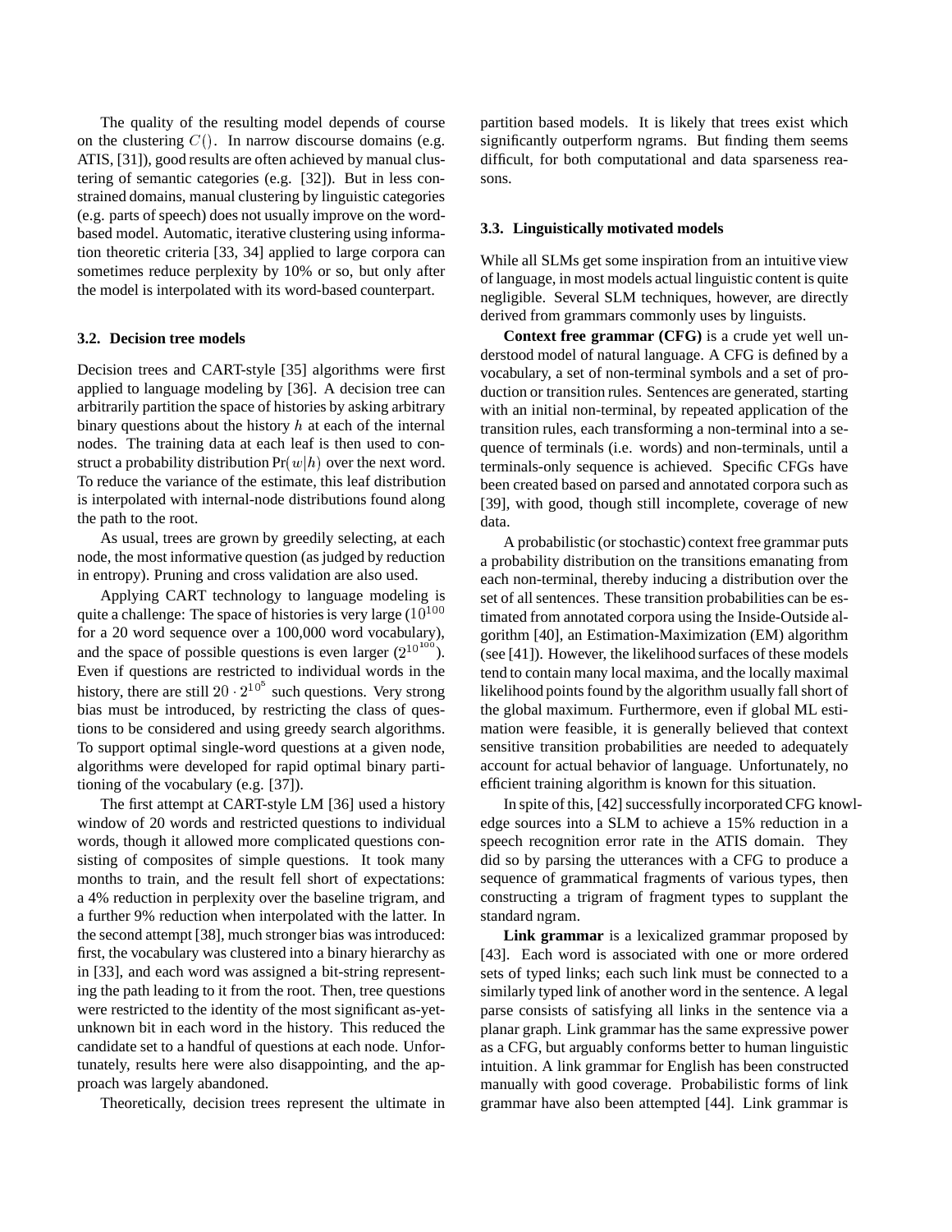The quality of the resulting model depends of course on the clustering $C()$. In narrow discourse domains (e.g. ATIS, [31]), good results are often achieved by manual clustering of semantic categories (e.g. [32]). But in less constrained domains, manual clustering by linguistic categories (e.g. parts of speech) does not usually improve on the word-based model. Automatic, iterative clustering using information theoretic criteria [33, 34] applied to large corpora can sometimes reduce perplexity by 10% or so, but only after the model is interpolated with its word-based counterpart.

### 3.2. Decision tree models

Decision trees and CART-style [35] algorithms were first applied to language modeling by [36]. A decision tree can arbitrarily partition the space of histories by asking arbitrary binary questions about the history $h$ at each of the internal nodes. The training data at each leaf is then used to construct a probability distribution $\Pr(w|h)$ over the next word. To reduce the variance of the estimate, this leaf distribution is interpolated with internal-node distributions found along the path to the root.

As usual, trees are grown by greedily selecting, at each node, the most informative question (as judged by reduction in entropy). Pruning and cross validation are also used.

Applying CART technology to language modeling is quite a challenge: The space of histories is very large ($10^{100}$ for a 20 word sequence over a 100,000 word vocabulary), and the space of possible questions is even larger ($2^{10^{100}}$). Even if questions are restricted to individual words in the history, there are still $20 \cdot 2^{10^5}$ such questions. Very strong bias must be introduced, by restricting the class of questions to be considered and using greedy search algorithms. To support optimal single-word questions at a given node, algorithms were developed for rapid optimal binary partitioning of the vocabulary (e.g. [37]).

The first attempt at CART-style LM [36] used a history window of 20 words and restricted questions to individual words, though it allowed more complicated questions consisting of composites of simple questions. It took many months to train, and the result fell short of expectations: a 4% reduction in perplexity over the baseline trigram, and a further 9% reduction when interpolated with the latter. In the second attempt [38], much stronger bias was introduced: first, the vocabulary was clustered into a binary hierarchy as in [33], and each word was assigned a bit-string representing the path leading to it from the root. Then, tree questions were restricted to the identity of the most significant as-yet-unknown bit in each word in the history. This reduced the candidate set to a handful of questions at each node. Unfortunately, results here were also disappointing, and the approach was largely abandoned.

Theoretically, decision trees represent the ultimate in partition based models. It is likely that trees exist which significantly outperform ngrams. But finding them seems difficult, for both computational and data sparseness reasons.

### 3.3. Linguistically motivated models

While all SLMs get some inspiration from an intuitive view of language, in most models actual linguistic content is quite negligible. Several SLM techniques, however, are directly derived from grammars commonly uses by linguists.

**Context free grammar (CFG)** is a crude yet well understood model of natural language. A CFG is defined by a vocabulary, a set of non-terminal symbols and a set of production or transition rules. Sentences are generated, starting with an initial non-terminal, by repeated application of the transition rules, each transforming a non-terminal into a sequence of terminals (i.e. words) and non-terminals, until a terminals-only sequence is achieved. Specific CFGs have been created based on parsed and annotated corpora such as [39], with good, though still incomplete, coverage of new data.

A probabilistic (or stochastic) context free grammar puts a probability distribution on the transitions emanating from each non-terminal, thereby inducing a distribution over the set of all sentences. These transition probabilities can be estimated from annotated corpora using the Inside-Outside algorithm [40], an Estimation-Maximization (EM) algorithm (see [41]). However, the likelihood surfaces of these models tend to contain many local maxima, and the locally maximal likelihood points found by the algorithm usually fall short of the global maximum. Furthermore, even if global ML estimation were feasible, it is generally believed that context sensitive transition probabilities are needed to adequately account for actual behavior of language. Unfortunately, no efficient training algorithm is known for this situation.

In spite of this, [42] successfully incorporated CFG knowledge sources into a SLM to achieve a 15% reduction in a speech recognition error rate in the ATIS domain. They did so by parsing the utterances with a CFG to produce a sequence of grammatical fragments of various types, then constructing a trigram of fragment types to supplant the standard ngram.

**Link grammar** is a lexicalized grammar proposed by [43]. Each word is associated with one or more ordered sets of typed links; each such link must be connected to a similarly typed link of another word in the sentence. A legal parse consists of satisfying all links in the sentence via a planar graph. Link grammar has the same expressive power as a CFG, but arguably conforms better to human linguistic intuition. A link grammar for English has been constructed manually with good coverage. Probabilistic forms of link grammar have also been attempted [44]. Link grammar is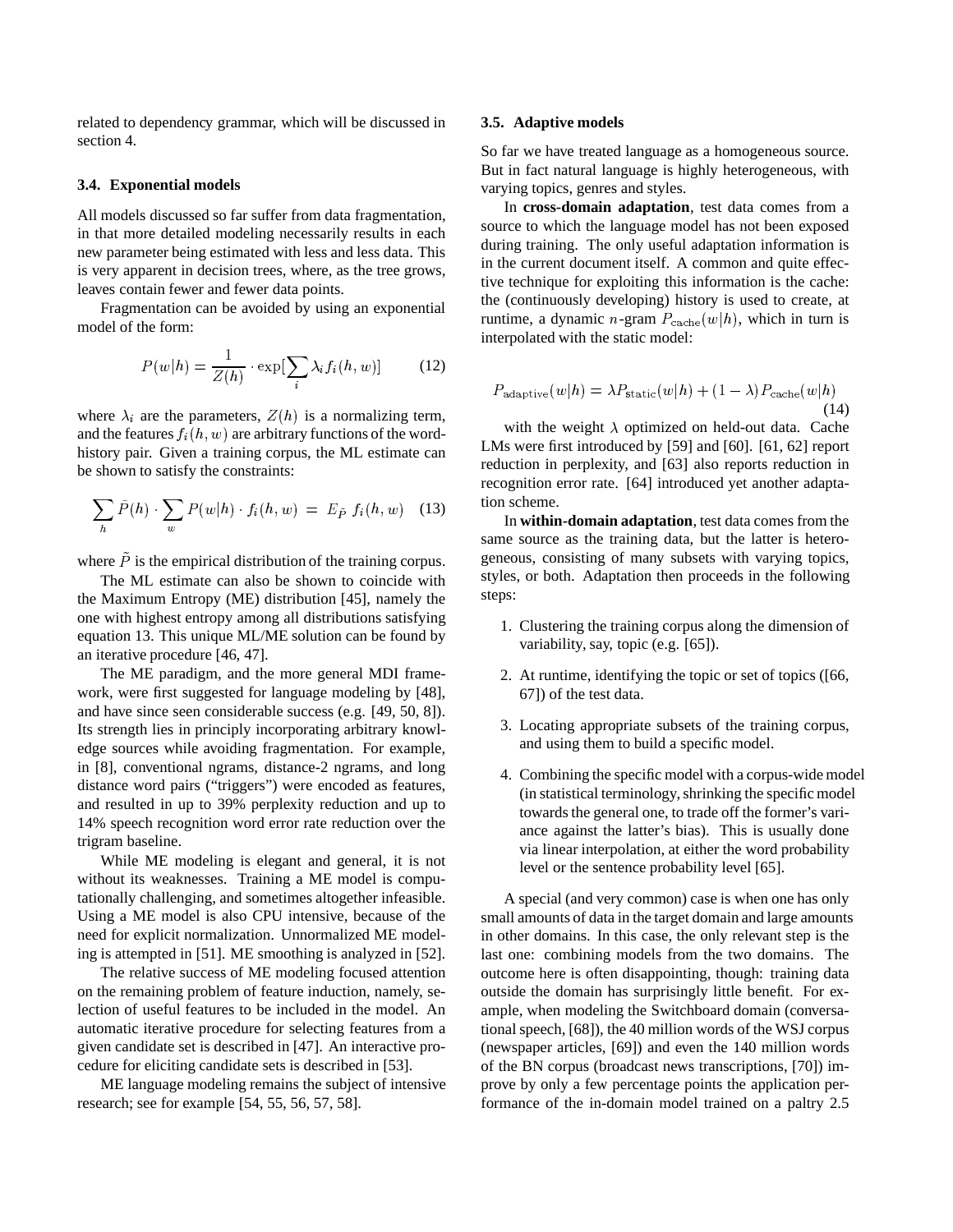related to dependency grammar, which will be discussed in section 4.

### 3.4. Exponential models

All models discussed so far suffer from data fragmentation, in that more detailed modeling necessarily results in each new parameter being estimated with less and less data. This is very apparent in decision trees, where, as the tree grows, leaves contain fewer and fewer data points.

Fragmentation can be avoided by using an exponential model of the form:

$$P(w|h) = \frac{1}{Z(h)} \cdot \exp[\sum_i \lambda_i f_i(h, w)] \tag{12}$$

where $\lambda_i$ are the parameters, $Z(h)$ is a normalizing term, and the features $f_i(h, w)$ are arbitrary functions of the word-history pair. Given a training corpus, the ML estimate can be shown to satisfy the constraints:

$$\sum_h \tilde{P}(h) \cdot \sum_w P(w|h) \cdot f_i(h, w) \;=\; E_{\tilde{P}}\; f_i(h, w) \tag{13}$$

where $\tilde{P}$ is the empirical distribution of the training corpus.

The ML estimate can also be shown to coincide with the Maximum Entropy (ME) distribution [45], namely the one with highest entropy among all distributions satisfying equation 13. This unique ML/ME solution can be found by an iterative procedure [46, 47].

The ME paradigm, and the more general MDI framework, were first suggested for language modeling by [48], and have since seen considerable success (e.g. [49, 50, 8]). Its strength lies in principly incorporating arbitrary knowledge sources while avoiding fragmentation. For example, in [8], conventional ngrams, distance-2 ngrams, and long distance word pairs ("triggers") were encoded as features, and resulted in up to 39% perplexity reduction and up to 14% speech recognition word error rate reduction over the trigram baseline.

While ME modeling is elegant and general, it is not without its weaknesses. Training a ME model is computationally challenging, and sometimes altogether infeasible. Using a ME model is also CPU intensive, because of the need for explicit normalization. Unnormalized ME modeling is attempted in [51]. ME smoothing is analyzed in [52].

The relative success of ME modeling focused attention on the remaining problem of feature induction, namely, selection of useful features to be included in the model. An automatic iterative procedure for selecting features from a given candidate set is described in [47]. An interactive procedure for eliciting candidate sets is described in [53].

ME language modeling remains the subject of intensive research; see for example [54, 55, 56, 57, 58].

### 3.5. Adaptive models

So far we have treated language as a homogeneous source. But in fact natural language is highly heterogeneous, with varying topics, genres and styles.

In **cross-domain adaptation**, test data comes from a source to which the language model has not been exposed during training. The only useful adaptation information is in the current document itself. A common and quite effective technique for exploiting this information is the cache: the (continuously developing) history is used to create, at runtime, a dynamic $n$-gram $P_{\text{cache}}(w|h)$, which in turn is interpolated with the static model:

$$P_{\text{adaptive}}(w|h) = \lambda P_{\text{static}}(w|h) + (1 - \lambda) P_{\text{cache}}(w|h) \tag{14}$$

with the weight $\lambda$ optimized on held-out data. Cache LMs were first introduced by [59] and [60]. [61, 62] report reduction in perplexity, and [63] also reports reduction in recognition error rate. [64] introduced yet another adaptation scheme.

In **within-domain adaptation**, test data comes from the same source as the training data, but the latter is heterogeneous, consisting of many subsets with varying topics, styles, or both. Adaptation then proceeds in the following steps:

1. Clustering the training corpus along the dimension of variability, say, topic (e.g. [65]).
2. At runtime, identifying the topic or set of topics ([66, 67]) of the test data.
3. Locating appropriate subsets of the training corpus, and using them to build a specific model.
4. Combining the specific model with a corpus-wide model (in statistical terminology, shrinking the specific model towards the general one, to trade off the former's variance against the latter's bias). This is usually done via linear interpolation, at either the word probability level or the sentence probability level [65].

A special (and very common) case is when one has only small amounts of data in the target domain and large amounts in other domains. In this case, the only relevant step is the last one: combining models from the two domains. The outcome here is often disappointing, though: training data outside the domain has surprisingly little benefit. For example, when modeling the Switchboard domain (conversational speech, [68]), the 40 million words of the WSJ corpus (newspaper articles, [69]) and even the 140 million words of the BN corpus (broadcast news transcriptions, [70]) improve by only a few percentage points the application performance of the in-domain model trained on a paltry 2.5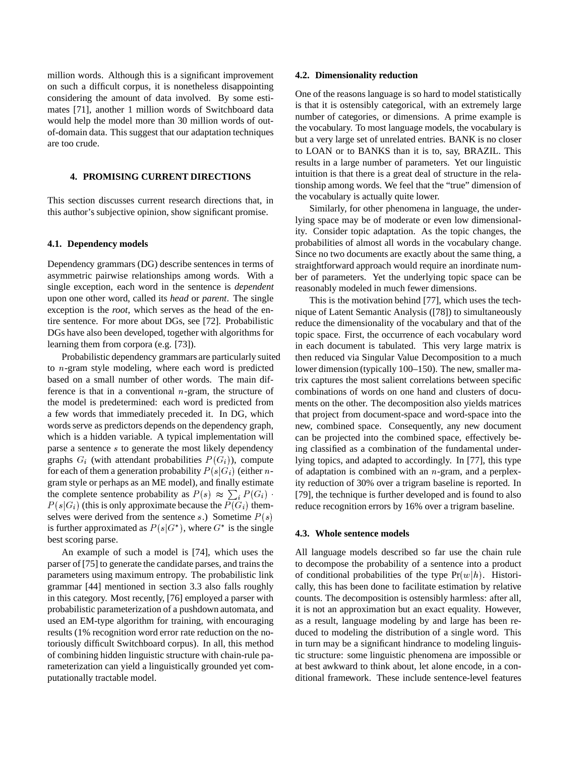million words. Although this is a significant improvement on such a difficult corpus, it is nonetheless disappointing considering the amount of data involved. By some estimates [71], another 1 million words of Switchboard data would help the model more than 30 million words of out-of-domain data. This suggest that our adaptation techniques are too crude.

## 4. PROMISING CURRENT DIRECTIONS

This section discusses current research directions that, in this author's subjective opinion, show significant promise.

### 4.1. Dependency models

Dependency grammars (DG) describe sentences in terms of asymmetric pairwise relationships among words. With a single exception, each word in the sentence is *dependent* upon one other word, called its *head* or *parent*. The single exception is the *root*, which serves as the head of the entire sentence. For more about DGs, see [72]. Probabilistic DGs have also been developed, together with algorithms for learning them from corpora (e.g. [73]).

Probabilistic dependency grammars are particularly suited to $n$-gram style modeling, where each word is predicted based on a small number of other words. The main difference is that in a conventional $n$-gram, the structure of the model is predetermined: each word is predicted from a few words that immediately preceded it. In DG, which words serve as predictors depends on the dependency graph, which is a hidden variable. A typical implementation will parse a sentence $s$ to generate the most likely dependency graphs $G_i$ (with attendant probabilities $P(G_i)$), compute for each of them a generation probability $P(s|G_i)$ (either $n$-gram style or perhaps as an ME model), and finally estimate the complete sentence probability as $P(s) \approx \sum_i P(G_i) \cdot P(s|G_i)$ (this is only approximate because the $P(G_i)$ themselves were derived from the sentence $s$.) Sometime $P(s)$ is further approximated as $P(s|G^*)$, where $G^*$ is the single best scoring parse.

An example of such a model is [74], which uses the parser of [75] to generate the candidate parses, and trains the parameters using maximum entropy. The probabilistic link grammar [44] mentioned in section 3.3 also falls roughly in this category. Most recently, [76] employed a parser with probabilistic parameterization of a pushdown automata, and used an EM-type algorithm for training, with encouraging results (1% recognition word error rate reduction on the notoriously difficult Switchboard corpus). In all, this method of combining hidden linguistic structure with chain-rule parameterization can yield a linguistically grounded yet computationally tractable model.

### 4.2. Dimensionality reduction

One of the reasons language is so hard to model statistically is that it is ostensibly categorical, with an extremely large number of categories, or dimensions. A prime example is the vocabulary. To most language models, the vocabulary is but a very large set of unrelated entries. BANK is no closer to LOAN or to BANKS than it is to, say, BRAZIL. This results in a large number of parameters. Yet our linguistic intuition is that there is a great deal of structure in the relationship among words. We feel that the "true" dimension of the vocabulary is actually quite lower.

Similarly, for other phenomena in language, the underlying space may be of moderate or even low dimensionality. Consider topic adaptation. As the topic changes, the probabilities of almost all words in the vocabulary change. Since no two documents are exactly about the same thing, a straightforward approach would require an inordinate number of parameters. Yet the underlying topic space can be reasonably modeled in much fewer dimensions.

This is the motivation behind [77], which uses the technique of Latent Semantic Analysis ([78]) to simultaneously reduce the dimensionality of the vocabulary and that of the topic space. First, the occurrence of each vocabulary word in each document is tabulated. This very large matrix is then reduced via Singular Value Decomposition to a much lower dimension (typically 100–150). The new, smaller matrix captures the most salient correlations between specific combinations of words on one hand and clusters of documents on the other. The decomposition also yields matrices that project from document-space and word-space into the new, combined space. Consequently, any new document can be projected into the combined space, effectively being classified as a combination of the fundamental underlying topics, and adapted to accordingly. In [77], this type of adaptation is combined with an $n$-gram, and a perplexity reduction of 30% over a trigram baseline is reported. In [79], the technique is further developed and is found to also reduce recognition errors by 16% over a trigram baseline.

### 4.3. Whole sentence models

All language models described so far use the chain rule to decompose the probability of a sentence into a product of conditional probabilities of the type $\Pr(w|h)$. Historically, this has been done to facilitate estimation by relative counts. The decomposition is ostensibly harmless: after all, it is not an approximation but an exact equality. However, as a result, language modeling by and large has been reduced to modeling the distribution of a single word. This in turn may be a significant hindrance to modeling linguistic structure: some linguistic phenomena are impossible or at best awkward to think about, let alone encode, in a conditional framework. These include sentence-level features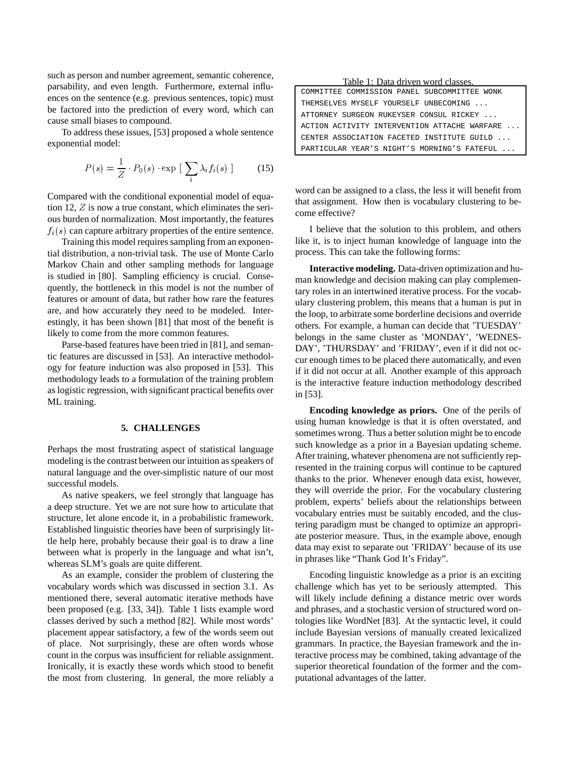such as person and number agreement, semantic coherence, parsability, and even length. Furthermore, external influences on the sentence (e.g. previous sentences, topic) must be factored into the prediction of every word, which can cause small biases to compound.

To address these issues, [53] proposed a whole sentence exponential model:

$$P(s) = \frac{1}{Z} \cdot P_0(s) \cdot \exp\ [\ \sum_i \lambda_i f_i(s)\ ] \qquad (15)$$

Compared with the conditional exponential model of equation 12, $Z$ is now a true constant, which eliminates the serious burden of normalization. Most importantly, the features $f_i(s)$ can capture arbitrary properties of the entire sentence.

Training this model requires sampling from an exponential distribution, a non-trivial task. The use of Monte Carlo Markov Chain and other sampling methods for language is studied in [80]. Sampling efficiency is crucial. Consequently, the bottleneck in this model is not the number of features or amount of data, but rather how rare the features are, and how accurately they need to be modeled. Interestingly, it has been shown [81] that most of the benefit is likely to come from the more common features.

Parse-based features have been tried in [81], and semantic features are discussed in [53]. An interactive methodology for feature induction was also proposed in [53]. This methodology leads to a formulation of the training problem as logistic regression, with significant practical benefits over ML training.

## 5. CHALLENGES

Perhaps the most frustrating aspect of statistical language modeling is the contrast between our intuition as speakers of natural language and the over-simplistic nature of our most successful models.

As native speakers, we feel strongly that language has a deep structure. Yet we are not sure how to articulate that structure, let alone encode it, in a probabilistic framework. Established linguistic theories have been of surprisingly little help here, probably because their goal is to draw a line between what is properly in the language and what isn't, whereas SLM's goals are quite different.

As an example, consider the problem of clustering the vocabulary words which was discussed in section 3.1. As mentioned there, several automatic iterative methods have been proposed (e.g. [33, 34]). Table 1 lists example word classes derived by such a method [82]. While most words' placement appear satisfactory, a few of the words seem out of place. Not surprisingly, these are often words whose count in the corpus was insufficient for reliable assignment. Ironically, it is exactly these words which stood to benefit the most from clustering. In general, the more reliably a word can be assigned to a class, the less it will benefit from that assignment. How then is vocabulary clustering to become effective?

Table 1: Data driven word classes.

```
COMMITTEE COMMISSION PANEL SUBCOMMITTEE WONK
THEMSELVES MYSELF YOURSELF UNBECOMING ...
ATTORNEY SURGEON RUKEYSER CONSUL RICKEY ...
ACTION ACTIVITY INTERVENTION ATTACHE WARFARE ...
CENTER ASSOCIATION FACETED INSTITUTE GUILD ...
PARTICULAR YEAR'S NIGHT'S MORNING'S FATEFUL ...
```

I believe that the solution to this problem, and others like it, is to inject human knowledge of language into the process. This can take the following forms:

**Interactive modeling.** Data-driven optimization and human knowledge and decision making can play complementary roles in an intertwined iterative process. For the vocabulary clustering problem, this means that a human is put in the loop, to arbitrate some borderline decisions and override others. For example, a human can decide that 'TUESDAY' belongs in the same cluster as 'MONDAY', 'WEDNESDAY', 'THURSDAY' and 'FRIDAY', even if it did not occur enough times to be placed there automatically, and even if it did not occur at all. Another example of this approach is the interactive feature induction methodology described in [53].

**Encoding knowledge as priors.** One of the perils of using human knowledge is that it is often overstated, and sometimes wrong. Thus a better solution might be to encode such knowledge as a prior in a Bayesian updating scheme. After training, whatever phenomena are not sufficiently represented in the training corpus will continue to be captured thanks to the prior. Whenever enough data exist, however, they will override the prior. For the vocabulary clustering problem, experts' beliefs about the relationships between vocabulary entries must be suitably encoded, and the clustering paradigm must be changed to optimize an appropriate posterior measure. Thus, in the example above, enough data may exist to separate out 'FRIDAY' because of its use in phrases like "Thank God It's Friday".

Encoding linguistic knowledge as a prior is an exciting challenge which has yet to be seriously attempted. This will likely include defining a distance metric over words and phrases, and a stochastic version of structured word ontologies like WordNet [83]. At the syntactic level, it could include Bayesian versions of manually created lexicalized grammars. In practice, the Bayesian framework and the interactive process may be combined, taking advantage of the superior theoretical foundation of the former and the computational advantages of the latter.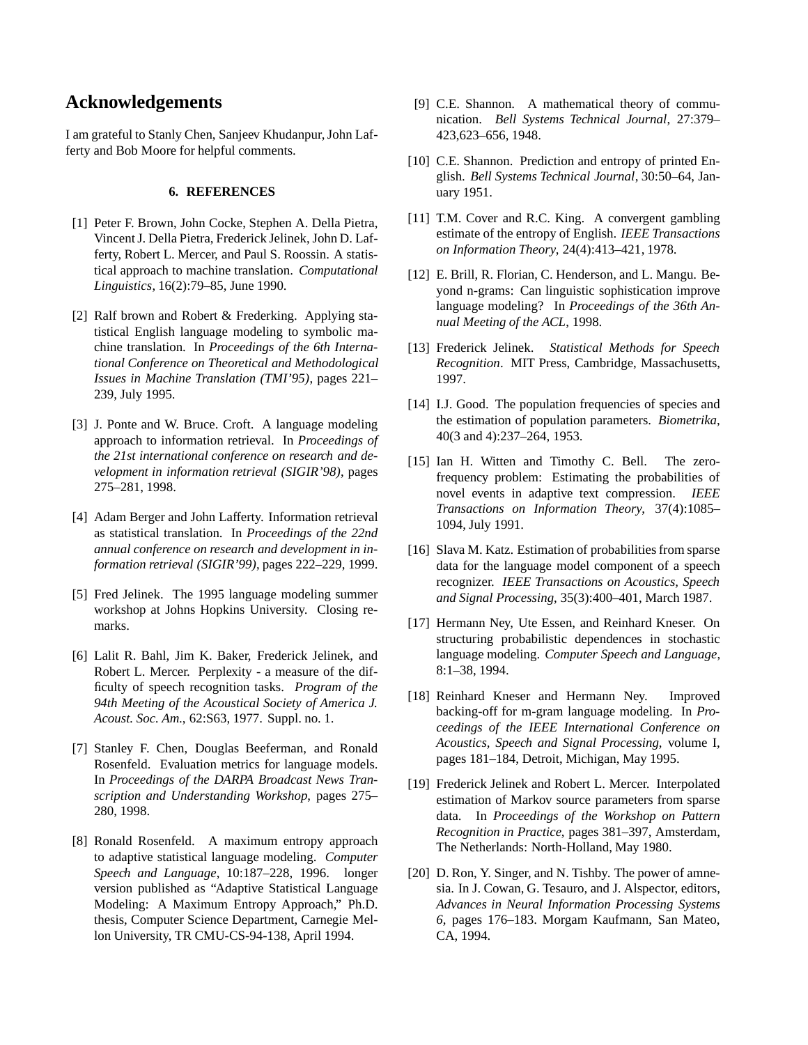## Acknowledgements

I am grateful to Stanly Chen, Sanjeev Khudanpur, John Lafferty and Bob Moore for helpful comments.

### 6. REFERENCES

[1] Peter F. Brown, John Cocke, Stephen A. Della Pietra, Vincent J. Della Pietra, Frederick Jelinek, John D. Lafferty, Robert L. Mercer, and Paul S. Roossin. A statistical approach to machine translation. *Computational Linguistics*, 16(2):79–85, June 1990.

[2] Ralf brown and Robert & Frederking. Applying statistical English language modeling to symbolic machine translation. In *Proceedings of the 6th International Conference on Theoretical and Methodological Issues in Machine Translation (TMI'95)*, pages 221–239, July 1995.

[3] J. Ponte and W. Bruce. Croft. A language modeling approach to information retrieval. In *Proceedings of the 21st international conference on research and development in information retrieval (SIGIR'98)*, pages 275–281, 1998.

[4] Adam Berger and John Lafferty. Information retrieval as statistical translation. In *Proceedings of the 22nd annual conference on research and development in information retrieval (SIGIR'99)*, pages 222–229, 1999.

[5] Fred Jelinek. The 1995 language modeling summer workshop at Johns Hopkins University. Closing remarks.

[6] Lalit R. Bahl, Jim K. Baker, Frederick Jelinek, and Robert L. Mercer. Perplexity - a measure of the difficulty of speech recognition tasks. *Program of the 94th Meeting of the Acoustical Society of America J. Acoust. Soc. Am.*, 62:S63, 1977. Suppl. no. 1.

[7] Stanley F. Chen, Douglas Beeferman, and Ronald Rosenfeld. Evaluation metrics for language models. In *Proceedings of the DARPA Broadcast News Transcription and Understanding Workshop*, pages 275–280, 1998.

[8] Ronald Rosenfeld. A maximum entropy approach to adaptive statistical language modeling. *Computer Speech and Language*, 10:187–228, 1996. longer version published as "Adaptive Statistical Language Modeling: A Maximum Entropy Approach," Ph.D. thesis, Computer Science Department, Carnegie Mellon University, TR CMU-CS-94-138, April 1994.

[9] C.E. Shannon. A mathematical theory of communication. *Bell Systems Technical Journal*, 27:379–423,623–656, 1948.

[10] C.E. Shannon. Prediction and entropy of printed English. *Bell Systems Technical Journal*, 30:50–64, January 1951.

[11] T.M. Cover and R.C. King. A convergent gambling estimate of the entropy of English. *IEEE Transactions on Information Theory*, 24(4):413–421, 1978.

[12] E. Brill, R. Florian, C. Henderson, and L. Mangu. Beyond n-grams: Can linguistic sophistication improve language modeling? In *Proceedings of the 36th Annual Meeting of the ACL*, 1998.

[13] Frederick Jelinek. *Statistical Methods for Speech Recognition*. MIT Press, Cambridge, Massachusetts, 1997.

[14] I.J. Good. The population frequencies of species and the estimation of population parameters. *Biometrika*, 40(3 and 4):237–264, 1953.

[15] Ian H. Witten and Timothy C. Bell. The zero-frequency problem: Estimating the probabilities of novel events in adaptive text compression. *IEEE Transactions on Information Theory*, 37(4):1085–1094, July 1991.

[16] Slava M. Katz. Estimation of probabilities from sparse data for the language model component of a speech recognizer. *IEEE Transactions on Acoustics, Speech and Signal Processing*, 35(3):400–401, March 1987.

[17] Hermann Ney, Ute Essen, and Reinhard Kneser. On structuring probabilistic dependences in stochastic language modeling. *Computer Speech and Language*, 8:1–38, 1994.

[18] Reinhard Kneser and Hermann Ney. Improved backing-off for m-gram language modeling. In *Proceedings of the IEEE International Conference on Acoustics, Speech and Signal Processing*, volume I, pages 181–184, Detroit, Michigan, May 1995.

[19] Frederick Jelinek and Robert L. Mercer. Interpolated estimation of Markov source parameters from sparse data. In *Proceedings of the Workshop on Pattern Recognition in Practice*, pages 381–397, Amsterdam, The Netherlands: North-Holland, May 1980.

[20] D. Ron, Y. Singer, and N. Tishby. The power of amnesia. In J. Cowan, G. Tesauro, and J. Alspector, editors, *Advances in Neural Information Processing Systems 6*, pages 176–183. Morgam Kaufmann, San Mateo, CA, 1994.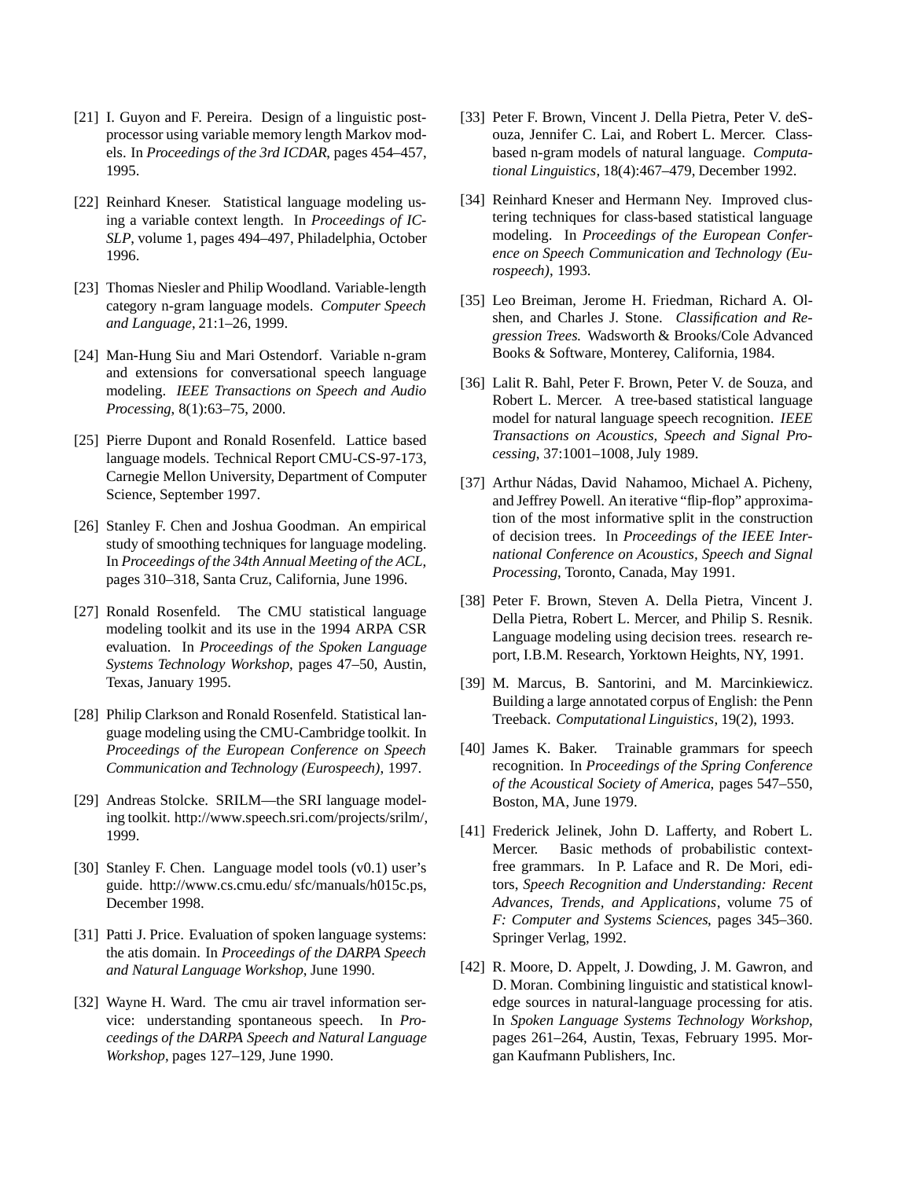[21] I. Guyon and F. Pereira. Design of a linguistic post-processor using variable memory length Markov models. In *Proceedings of the 3rd ICDAR*, pages 454–457, 1995.

[22] Reinhard Kneser. Statistical language modeling using a variable context length. In *Proceedings of ICSLP*, volume 1, pages 494–497, Philadelphia, October 1996.

[23] Thomas Niesler and Philip Woodland. Variable-length category n-gram language models. *Computer Speech and Language*, 21:1–26, 1999.

[24] Man-Hung Siu and Mari Ostendorf. Variable n-gram and extensions for conversational speech language modeling. *IEEE Transactions on Speech and Audio Processing*, 8(1):63–75, 2000.

[25] Pierre Dupont and Ronald Rosenfeld. Lattice based language models. Technical Report CMU-CS-97-173, Carnegie Mellon University, Department of Computer Science, September 1997.

[26] Stanley F. Chen and Joshua Goodman. An empirical study of smoothing techniques for language modeling. In *Proceedings of the 34th Annual Meeting of the ACL*, pages 310–318, Santa Cruz, California, June 1996.

[27] Ronald Rosenfeld. The CMU statistical language modeling toolkit and its use in the 1994 ARPA CSR evaluation. In *Proceedings of the Spoken Language Systems Technology Workshop*, pages 47–50, Austin, Texas, January 1995.

[28] Philip Clarkson and Ronald Rosenfeld. Statistical language modeling using the CMU-Cambridge toolkit. In *Proceedings of the European Conference on Speech Communication and Technology (Eurospeech)*, 1997.

[29] Andreas Stolcke. SRILM—the SRI language modeling toolkit. http://www.speech.sri.com/projects/srilm/, 1999.

[30] Stanley F. Chen. Language model tools (v0.1) user's guide. http://www.cs.cmu.edu/ sfc/manuals/h015c.ps, December 1998.

[31] Patti J. Price. Evaluation of spoken language systems: the atis domain. In *Proceedings of the DARPA Speech and Natural Language Workshop*, June 1990.

[32] Wayne H. Ward. The cmu air travel information service: understanding spontaneous speech. In *Proceedings of the DARPA Speech and Natural Language Workshop*, pages 127–129, June 1990.

[33] Peter F. Brown, Vincent J. Della Pietra, Peter V. deSouza, Jennifer C. Lai, and Robert L. Mercer. Class-based n-gram models of natural language. *Computational Linguistics*, 18(4):467–479, December 1992.

[34] Reinhard Kneser and Hermann Ney. Improved clustering techniques for class-based statistical language modeling. In *Proceedings of the European Conference on Speech Communication and Technology (Eurospeech)*, 1993.

[35] Leo Breiman, Jerome H. Friedman, Richard A. Olshen, and Charles J. Stone. *Classification and Regression Trees*. Wadsworth & Brooks/Cole Advanced Books & Software, Monterey, California, 1984.

[36] Lalit R. Bahl, Peter F. Brown, Peter V. de Souza, and Robert L. Mercer. A tree-based statistical language model for natural language speech recognition. *IEEE Transactions on Acoustics, Speech and Signal Processing*, 37:1001–1008, July 1989.

[37] Arthur Nádas, David Nahamoo, Michael A. Picheny, and Jeffrey Powell. An iterative "flip-flop" approximation of the most informative split in the construction of decision trees. In *Proceedings of the IEEE International Conference on Acoustics, Speech and Signal Processing*, Toronto, Canada, May 1991.

[38] Peter F. Brown, Steven A. Della Pietra, Vincent J. Della Pietra, Robert L. Mercer, and Philip S. Resnik. Language modeling using decision trees. research report, I.B.M. Research, Yorktown Heights, NY, 1991.

[39] M. Marcus, B. Santorini, and M. Marcinkiewicz. Building a large annotated corpus of English: the Penn Treeback. *Computational Linguistics*, 19(2), 1993.

[40] James K. Baker. Trainable grammars for speech recognition. In *Proceedings of the Spring Conference of the Acoustical Society of America*, pages 547–550, Boston, MA, June 1979.

[41] Frederick Jelinek, John D. Lafferty, and Robert L. Mercer. Basic methods of probabilistic context-free grammars. In P. Laface and R. De Mori, editors, *Speech Recognition and Understanding: Recent Advances, Trends, and Applications*, volume 75 of *F: Computer and Systems Sciences*, pages 345–360. Springer Verlag, 1992.

[42] R. Moore, D. Appelt, J. Dowding, J. M. Gawron, and D. Moran. Combining linguistic and statistical knowledge sources in natural-language processing for atis. In *Spoken Language Systems Technology Workshop*, pages 261–264, Austin, Texas, February 1995. Morgan Kaufmann Publishers, Inc.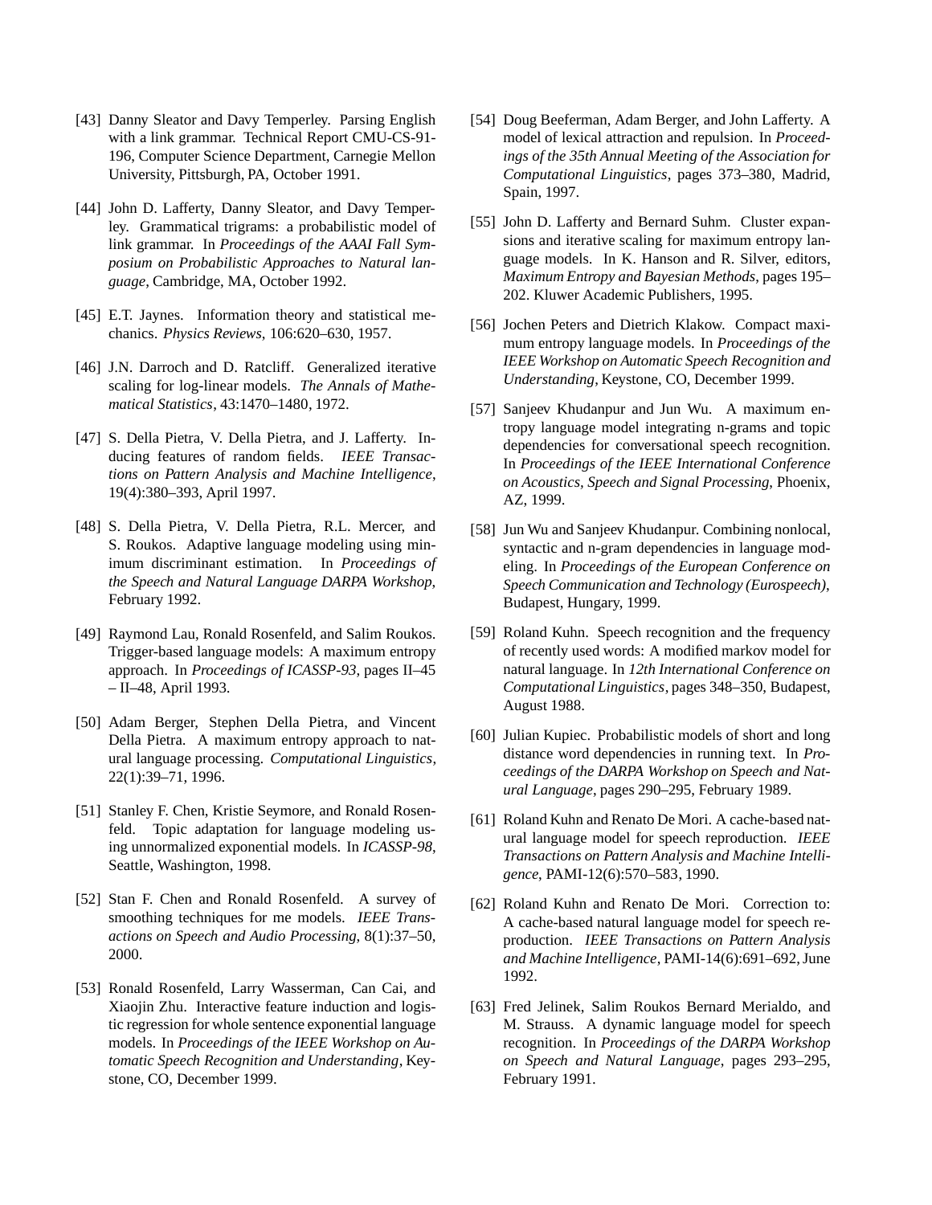[43] Danny Sleator and Davy Temperley. Parsing English with a link grammar. Technical Report CMU-CS-91-196, Computer Science Department, Carnegie Mellon University, Pittsburgh, PA, October 1991.

[44] John D. Lafferty, Danny Sleator, and Davy Temperley. Grammatical trigrams: a probabilistic model of link grammar. In *Proceedings of the AAAI Fall Symposium on Probabilistic Approaches to Natural language*, Cambridge, MA, October 1992.

[45] E.T. Jaynes. Information theory and statistical mechanics. *Physics Reviews*, 106:620–630, 1957.

[46] J.N. Darroch and D. Ratcliff. Generalized iterative scaling for log-linear models. *The Annals of Mathematical Statistics*, 43:1470–1480, 1972.

[47] S. Della Pietra, V. Della Pietra, and J. Lafferty. Inducing features of random fields. *IEEE Transactions on Pattern Analysis and Machine Intelligence*, 19(4):380–393, April 1997.

[48] S. Della Pietra, V. Della Pietra, R.L. Mercer, and S. Roukos. Adaptive language modeling using minimum discriminant estimation. In *Proceedings of the Speech and Natural Language DARPA Workshop*, February 1992.

[49] Raymond Lau, Ronald Rosenfeld, and Salim Roukos. Trigger-based language models: A maximum entropy approach. In *Proceedings of ICASSP-93*, pages II–45 – II–48, April 1993.

[50] Adam Berger, Stephen Della Pietra, and Vincent Della Pietra. A maximum entropy approach to natural language processing. *Computational Linguistics*, 22(1):39–71, 1996.

[51] Stanley F. Chen, Kristie Seymore, and Ronald Rosenfeld. Topic adaptation for language modeling using unnormalized exponential models. In *ICASSP-98*, Seattle, Washington, 1998.

[52] Stan F. Chen and Ronald Rosenfeld. A survey of smoothing techniques for me models. *IEEE Transactions on Speech and Audio Processing*, 8(1):37–50, 2000.

[53] Ronald Rosenfeld, Larry Wasserman, Can Cai, and Xiaojin Zhu. Interactive feature induction and logistic regression for whole sentence exponential language models. In *Proceedings of the IEEE Workshop on Automatic Speech Recognition and Understanding*, Keystone, CO, December 1999.

[54] Doug Beeferman, Adam Berger, and John Lafferty. A model of lexical attraction and repulsion. In *Proceedings of the 35th Annual Meeting of the Association for Computational Linguistics*, pages 373–380, Madrid, Spain, 1997.

[55] John D. Lafferty and Bernard Suhm. Cluster expansions and iterative scaling for maximum entropy language models. In K. Hanson and R. Silver, editors, *Maximum Entropy and Bayesian Methods*, pages 195–202. Kluwer Academic Publishers, 1995.

[56] Jochen Peters and Dietrich Klakow. Compact maximum entropy language models. In *Proceedings of the IEEE Workshop on Automatic Speech Recognition and Understanding*, Keystone, CO, December 1999.

[57] Sanjeev Khudanpur and Jun Wu. A maximum entropy language model integrating n-grams and topic dependencies for conversational speech recognition. In *Proceedings of the IEEE International Conference on Acoustics, Speech and Signal Processing*, Phoenix, AZ, 1999.

[58] Jun Wu and Sanjeev Khudanpur. Combining nonlocal, syntactic and n-gram dependencies in language modeling. In *Proceedings of the European Conference on Speech Communication and Technology (Eurospeech)*, Budapest, Hungary, 1999.

[59] Roland Kuhn. Speech recognition and the frequency of recently used words: A modified markov model for natural language. In *12th International Conference on Computational Linguistics*, pages 348–350, Budapest, August 1988.

[60] Julian Kupiec. Probabilistic models of short and long distance word dependencies in running text. In *Proceedings of the DARPA Workshop on Speech and Natural Language*, pages 290–295, February 1989.

[61] Roland Kuhn and Renato De Mori. A cache-based natural language model for speech reproduction. *IEEE Transactions on Pattern Analysis and Machine Intelligence*, PAMI-12(6):570–583, 1990.

[62] Roland Kuhn and Renato De Mori. Correction to: A cache-based natural language model for speech reproduction. *IEEE Transactions on Pattern Analysis and Machine Intelligence*, PAMI-14(6):691–692, June 1992.

[63] Fred Jelinek, Salim Roukos Bernard Merialdo, and M. Strauss. A dynamic language model for speech recognition. In *Proceedings of the DARPA Workshop on Speech and Natural Language*, pages 293–295, February 1991.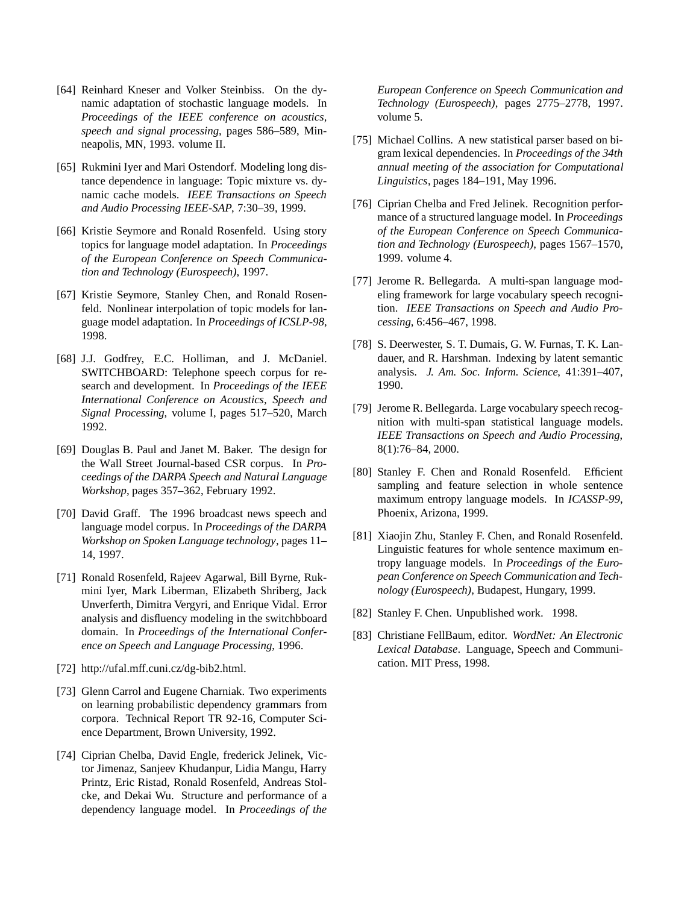[64] Reinhard Kneser and Volker Steinbiss. On the dynamic adaptation of stochastic language models. In *Proceedings of the IEEE conference on acoustics, speech and signal processing*, pages 586–589, Minneapolis, MN, 1993. volume II.

[65] Rukmini Iyer and Mari Ostendorf. Modeling long distance dependence in language: Topic mixture vs. dynamic cache models. *IEEE Transactions on Speech and Audio Processing IEEE-SAP*, 7:30–39, 1999.

[66] Kristie Seymore and Ronald Rosenfeld. Using story topics for language model adaptation. In *Proceedings of the European Conference on Speech Communication and Technology (Eurospeech)*, 1997.

[67] Kristie Seymore, Stanley Chen, and Ronald Rosenfeld. Nonlinear interpolation of topic models for language model adaptation. In *Proceedings of ICSLP-98*, 1998.

[68] J.J. Godfrey, E.C. Holliman, and J. McDaniel. SWITCHBOARD: Telephone speech corpus for research and development. In *Proceedings of the IEEE International Conference on Acoustics, Speech and Signal Processing*, volume I, pages 517–520, March 1992.

[69] Douglas B. Paul and Janet M. Baker. The design for the Wall Street Journal-based CSR corpus. In *Proceedings of the DARPA Speech and Natural Language Workshop*, pages 357–362, February 1992.

[70] David Graff. The 1996 broadcast news speech and language model corpus. In *Proceedings of the DARPA Workshop on Spoken Language technology*, pages 11–14, 1997.

[71] Ronald Rosenfeld, Rajeev Agarwal, Bill Byrne, Rukmini Iyer, Mark Liberman, Elizabeth Shriberg, Jack Unverferth, Dimitra Vergyri, and Enrique Vidal. Error analysis and disfluency modeling in the switchbboard domain. In *Proceedings of the International Conference on Speech and Language Processing*, 1996.

[72] http://ufal.mff.cuni.cz/dg-bib2.html.

[73] Glenn Carrol and Eugene Charniak. Two experiments on learning probabilistic dependency grammars from corpora. Technical Report TR 92-16, Computer Science Department, Brown University, 1992.

[74] Ciprian Chelba, David Engle, frederick Jelinek, Victor Jimenaz, Sanjeev Khudanpur, Lidia Mangu, Harry Printz, Eric Ristad, Ronald Rosenfeld, Andreas Stolcke, and Dekai Wu. Structure and performance of a dependency language model. In *Proceedings of the European Conference on Speech Communication and Technology (Eurospeech)*, pages 2775–2778, 1997. volume 5.

[75] Michael Collins. A new statistical parser based on bigram lexical dependencies. In *Proceedings of the 34th annual meeting of the association for Computational Linguistics*, pages 184–191, May 1996.

[76] Ciprian Chelba and Fred Jelinek. Recognition performance of a structured language model. In *Proceedings of the European Conference on Speech Communication and Technology (Eurospeech)*, pages 1567–1570, 1999. volume 4.

[77] Jerome R. Bellegarda. A multi-span language modeling framework for large vocabulary speech recognition. *IEEE Transactions on Speech and Audio Processing*, 6:456–467, 1998.

[78] S. Deerwester, S. T. Dumais, G. W. Furnas, T. K. Landauer, and R. Harshman. Indexing by latent semantic analysis. *J. Am. Soc. Inform. Science*, 41:391–407, 1990.

[79] Jerome R. Bellegarda. Large vocabulary speech recognition with multi-span statistical language models. *IEEE Transactions on Speech and Audio Processing*, 8(1):76–84, 2000.

[80] Stanley F. Chen and Ronald Rosenfeld. Efficient sampling and feature selection in whole sentence maximum entropy language models. In *ICASSP-99*, Phoenix, Arizona, 1999.

[81] Xiaojin Zhu, Stanley F. Chen, and Ronald Rosenfeld. Linguistic features for whole sentence maximum entropy language models. In *Proceedings of the European Conference on Speech Communication and Technology (Eurospeech)*, Budapest, Hungary, 1999.

[82] Stanley F. Chen. Unpublished work. 1998.

[83] Christiane FellBaum, editor. *WordNet: An Electronic Lexical Database*. Language, Speech and Communication. MIT Press, 1998.